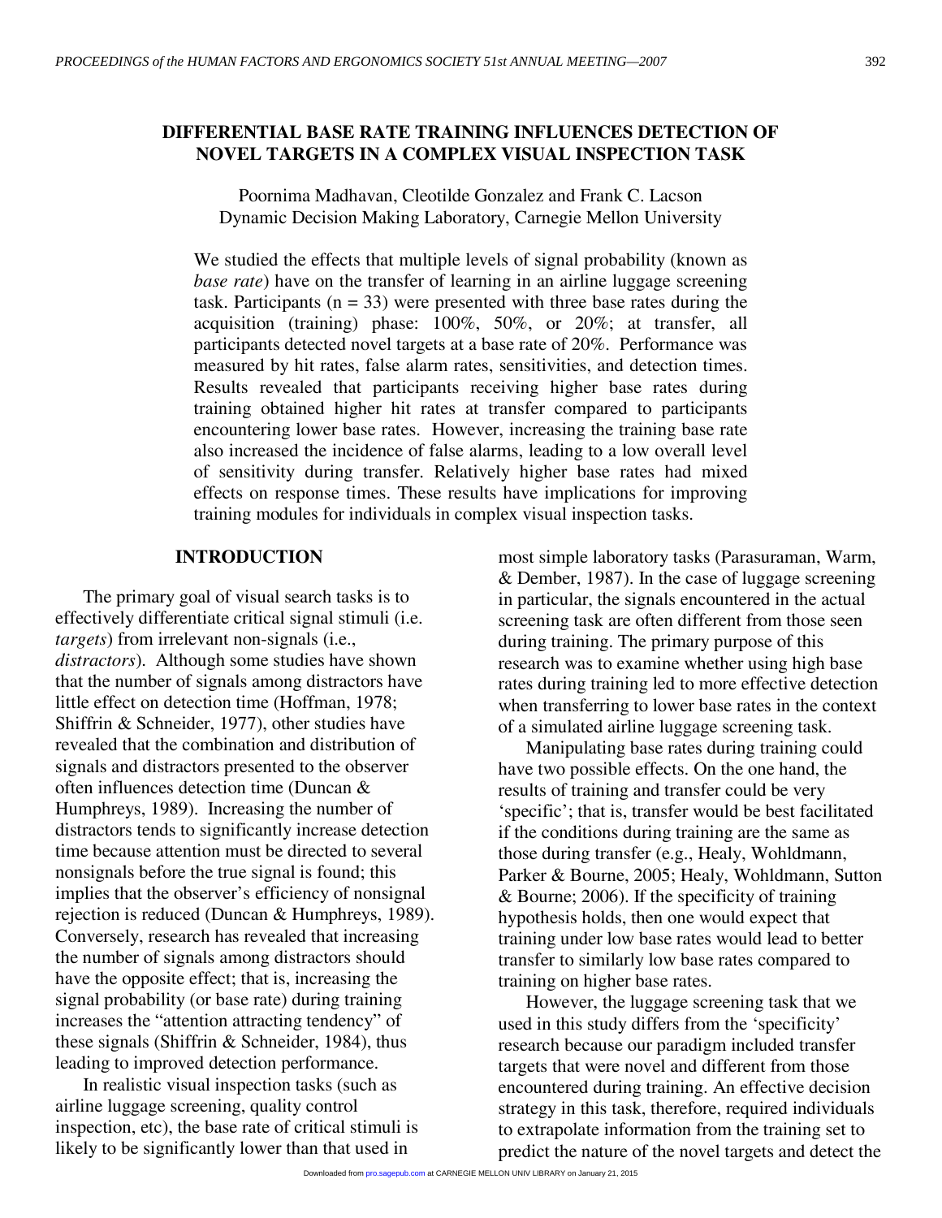# DIFFERENTIAL BASE RATE TRAINING INFLUENCES DETECTION OF NOVEL TARGETS IN A COMPLEX VISUAL INSPECTION TASK

Poornima Madhavan, Cleotilde Gonzalez and Frank C. Lacson
Dynamic Decision Making Laboratory, Carnegie Mellon University

We studied the effects that multiple levels of signal probability (known as *base rate*) have on the transfer of learning in an airline luggage screening task. Participants (n = 33) were presented with three base rates during the acquisition (training) phase: 100%, 50%, or 20%; at transfer, all participants detected novel targets at a base rate of 20%. Performance was measured by hit rates, false alarm rates, sensitivities, and detection times. Results revealed that participants receiving higher base rates during training obtained higher hit rates at transfer compared to participants encountering lower base rates. However, increasing the training base rate also increased the incidence of false alarms, leading to a low overall level of sensitivity during transfer. Relatively higher base rates had mixed effects on response times. These results have implications for improving training modules for individuals in complex visual inspection tasks.

## INTRODUCTION

The primary goal of visual search tasks is to effectively differentiate critical signal stimuli (i.e. *targets*) from irrelevant non-signals (i.e., *distractors*). Although some studies have shown that the number of signals among distractors have little effect on detection time (Hoffman, 1978; Shiffrin & Schneider, 1977), other studies have revealed that the combination and distribution of signals and distractors presented to the observer often influences detection time (Duncan & Humphreys, 1989). Increasing the number of distractors tends to significantly increase detection time because attention must be directed to several nonsignals before the true signal is found; this implies that the observer's efficiency of nonsignal rejection is reduced (Duncan & Humphreys, 1989). Conversely, research has revealed that increasing the number of signals among distractors should have the opposite effect; that is, increasing the signal probability (or base rate) during training increases the "attention attracting tendency" of these signals (Shiffrin & Schneider, 1984), thus leading to improved detection performance.

In realistic visual inspection tasks (such as airline luggage screening, quality control inspection, etc), the base rate of critical stimuli is likely to be significantly lower than that used in most simple laboratory tasks (Parasuraman, Warm, & Dember, 1987). In the case of luggage screening in particular, the signals encountered in the actual screening task are often different from those seen during training. The primary purpose of this research was to examine whether using high base rates during training led to more effective detection when transferring to lower base rates in the context of a simulated airline luggage screening task.

Manipulating base rates during training could have two possible effects. On the one hand, the results of training and transfer could be very 'specific'; that is, transfer would be best facilitated if the conditions during training are the same as those during transfer (e.g., Healy, Wohldmann, Parker & Bourne, 2005; Healy, Wohldmann, Sutton & Bourne; 2006). If the specificity of training hypothesis holds, then one would expect that training under low base rates would lead to better transfer to similarly low base rates compared to training on higher base rates.

However, the luggage screening task that we used in this study differs from the 'specificity' research because our paradigm included transfer targets that were novel and different from those encountered during training. An effective decision strategy in this task, therefore, required individuals to extrapolate information from the training set to predict the nature of the novel targets and detect the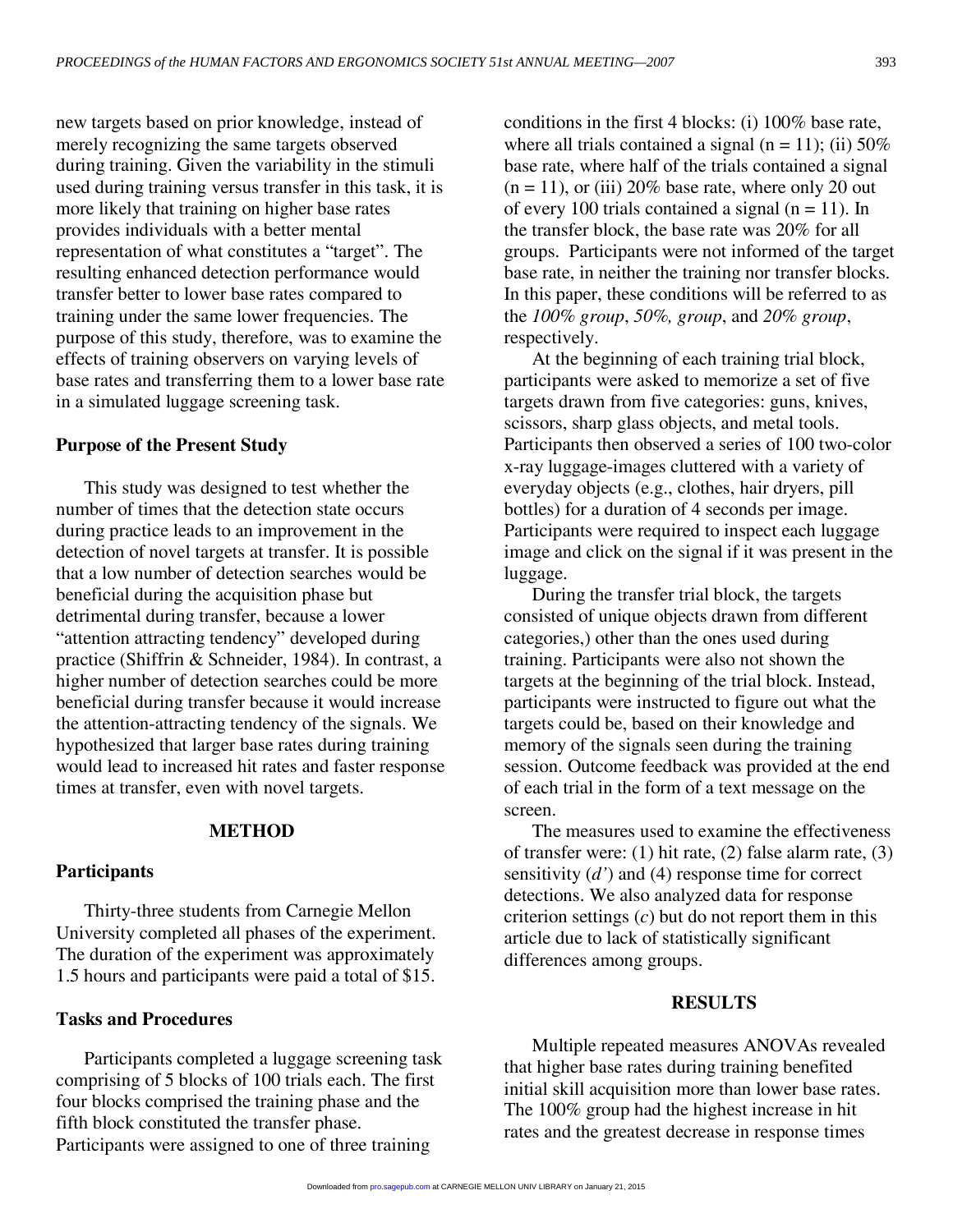new targets based on prior knowledge, instead of merely recognizing the same targets observed during training. Given the variability in the stimuli used during training versus transfer in this task, it is more likely that training on higher base rates provides individuals with a better mental representation of what constitutes a "target". The resulting enhanced detection performance would transfer better to lower base rates compared to training under the same lower frequencies. The purpose of this study, therefore, was to examine the effects of training observers on varying levels of base rates and transferring them to a lower base rate in a simulated luggage screening task.

### Purpose of the Present Study

This study was designed to test whether the number of times that the detection state occurs during practice leads to an improvement in the detection of novel targets at transfer. It is possible that a low number of detection searches would be beneficial during the acquisition phase but detrimental during transfer, because a lower "attention attracting tendency" developed during practice (Shiffrin & Schneider, 1984). In contrast, a higher number of detection searches could be more beneficial during transfer because it would increase the attention-attracting tendency of the signals. We hypothesized that larger base rates during training would lead to increased hit rates and faster response times at transfer, even with novel targets.

## METHOD

### Participants

Thirty-three students from Carnegie Mellon University completed all phases of the experiment. The duration of the experiment was approximately 1.5 hours and participants were paid a total of $15.

### Tasks and Procedures

Participants completed a luggage screening task comprising of 5 blocks of 100 trials each. The first four blocks comprised the training phase and the fifth block constituted the transfer phase. Participants were assigned to one of three training conditions in the first 4 blocks: (i) 100% base rate, where all trials contained a signal (n = 11); (ii) 50% base rate, where half of the trials contained a signal (n = 11), or (iii) 20% base rate, where only 20 out of every 100 trials contained a signal (n = 11). In the transfer block, the base rate was 20% for all groups. Participants were not informed of the target base rate, in neither the training nor transfer blocks. In this paper, these conditions will be referred to as the *100% group*, *50%, group*, and *20% group*, respectively.

At the beginning of each training trial block, participants were asked to memorize a set of five targets drawn from five categories: guns, knives, scissors, sharp glass objects, and metal tools. Participants then observed a series of 100 two-color x-ray luggage-images cluttered with a variety of everyday objects (e.g., clothes, hair dryers, pill bottles) for a duration of 4 seconds per image. Participants were required to inspect each luggage image and click on the signal if it was present in the luggage.

During the transfer trial block, the targets consisted of unique objects drawn from different categories,) other than the ones used during training. Participants were also not shown the targets at the beginning of the trial block. Instead, participants were instructed to figure out what the targets could be, based on their knowledge and memory of the signals seen during the training session. Outcome feedback was provided at the end of each trial in the form of a text message on the screen.

The measures used to examine the effectiveness of transfer were: (1) hit rate, (2) false alarm rate, (3) sensitivity ($d'$) and (4) response time for correct detections. We also analyzed data for response criterion settings ($c$) but do not report them in this article due to lack of statistically significant differences among groups.

## RESULTS

Multiple repeated measures ANOVAs revealed that higher base rates during training benefited initial skill acquisition more than lower base rates. The 100% group had the highest increase in hit rates and the greatest decrease in response times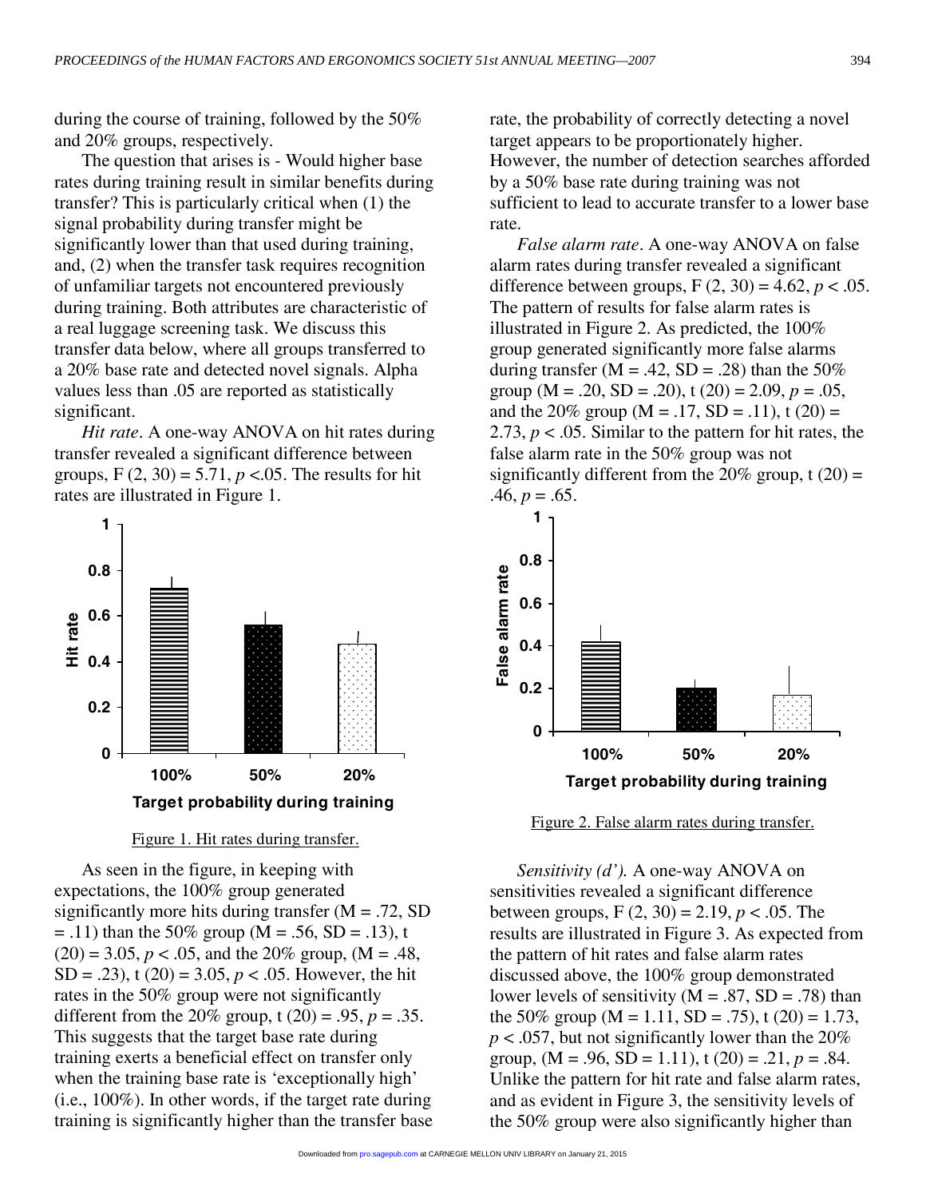during the course of training, followed by the 50% and 20% groups, respectively.

The question that arises is - Would higher base rates during training result in similar benefits during transfer? This is particularly critical when (1) the signal probability during transfer might be significantly lower than that used during training, and, (2) when the transfer task requires recognition of unfamiliar targets not encountered previously during training. Both attributes are characteristic of a real luggage screening task. We discuss this transfer data below, where all groups transferred to a 20% base rate and detected novel signals. Alpha values less than .05 are reported as statistically significant.

*Hit rate*. A one-way ANOVA on hit rates during transfer revealed a significant difference between groups, $F(2, 30) = 5.71$, $p < .05$. The results for hit rates are illustrated in Figure 1.

Figure 1. Hit rates during transfer.

As seen in the figure, in keeping with expectations, the 100% group generated significantly more hits during transfer (M = .72, SD = .11) than the 50% group (M = .56, SD = .13), $t(20) = 3.05$, $p < .05$, and the 20% group, (M = .48, SD = .23), $t(20) = 3.05$, $p < .05$. However, the hit rates in the 50% group were not significantly different from the 20% group, $t(20) = .95$, $p = .35$. This suggests that the target base rate during training exerts a beneficial effect on transfer only when the training base rate is 'exceptionally high' (i.e., 100%). In other words, if the target rate during training is significantly higher than the transfer base rate, the probability of correctly detecting a novel target appears to be proportionately higher. However, the number of detection searches afforded by a 50% base rate during training was not sufficient to lead to accurate transfer to a lower base rate.

*False alarm rate*. A one-way ANOVA on false alarm rates during transfer revealed a significant difference between groups, $F(2, 30) = 4.62$, $p < .05$. The pattern of results for false alarm rates is illustrated in Figure 2. As predicted, the 100% group generated significantly more false alarms during transfer (M = .42, SD = .28) than the 50% group (M = .20, SD = .20), $t(20) = 2.09$, $p = .05$, and the 20% group (M = .17, SD = .11), $t(20) = 2.73$, $p < .05$. Similar to the pattern for hit rates, the false alarm rate in the 50% group was not significantly different from the 20% group, $t(20) = .46$, $p = .65$.

Figure 2. False alarm rates during transfer.

*Sensitivity (d')*. A one-way ANOVA on sensitivities revealed a significant difference between groups, $F(2, 30) = 2.19$, $p < .05$. The results are illustrated in Figure 3. As expected from the pattern of hit rates and false alarm rates discussed above, the 100% group demonstrated lower levels of sensitivity (M = .87, SD = .78) than the 50% group (M = 1.11, SD = .75), $t(20) = 1.73$, $p < .057$, but not significantly lower than the 20% group, (M = .96, SD = 1.11), $t(20) = .21$, $p = .84$. Unlike the pattern for hit rate and false alarm rates, and as evident in Figure 3, the sensitivity levels of the 50% group were also significantly higher than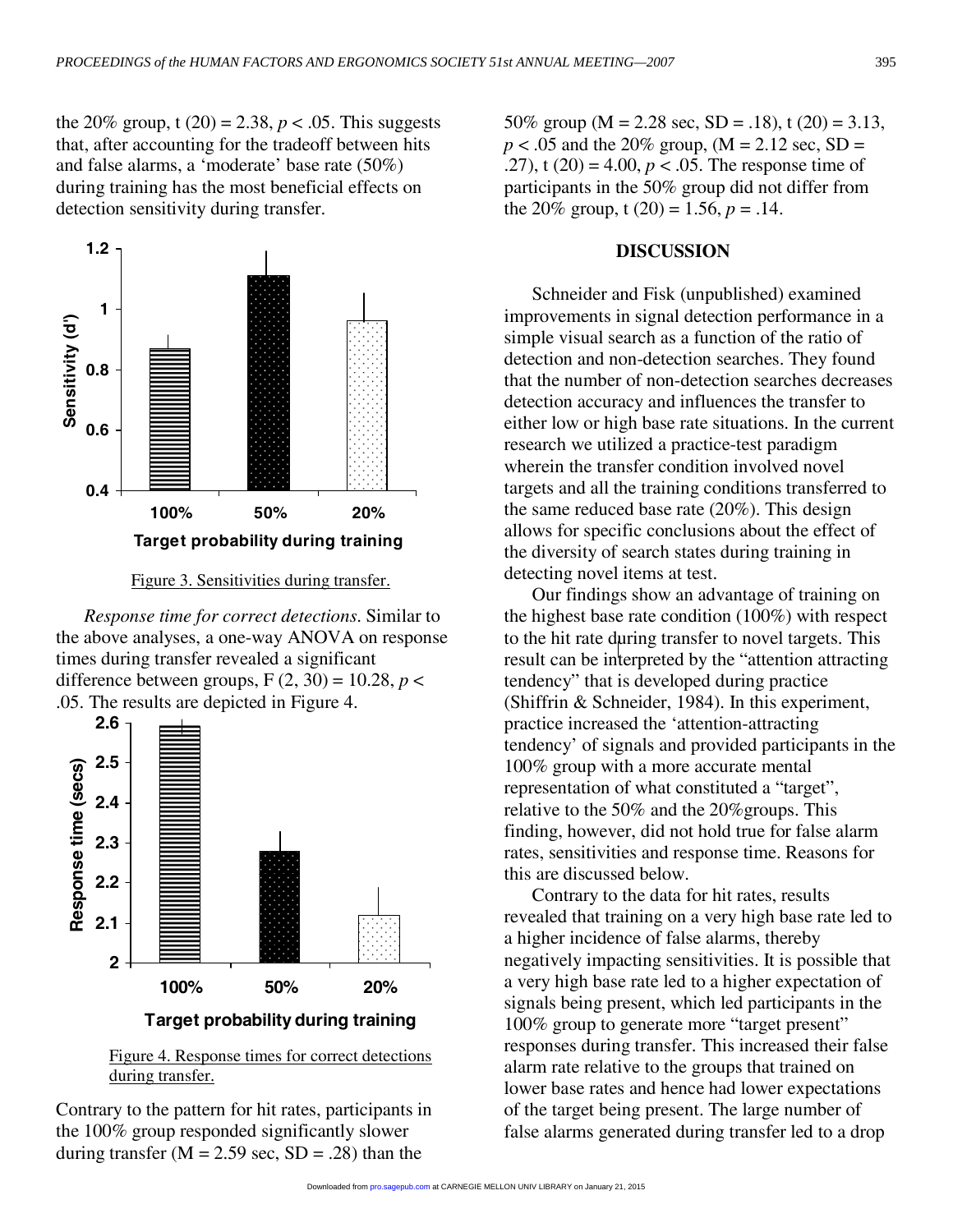the 20% group, $t(20) = 2.38$, $p < .05$. This suggests that, after accounting for the tradeoff between hits and false alarms, a 'moderate' base rate (50%) during training has the most beneficial effects on detection sensitivity during transfer.

Figure 3. Sensitivities during transfer.

*Response time for correct detections.* Similar to the above analyses, a one-way ANOVA on response times during transfer revealed a significant difference between groups, $F(2, 30) = 10.28$, $p < .05$. The results are depicted in Figure 4.

Figure 4. Response times for correct detections during transfer.

Contrary to the pattern for hit rates, participants in the 100% group responded significantly slower during transfer ($M = 2.59$ sec, $SD = .28$) than the 50% group ($M = 2.28$ sec, $SD = .18$), $t(20) = 3.13$, $p < .05$ and the 20% group, ($M = 2.12$ sec, $SD = .27$), $t(20) = 4.00$, $p < .05$. The response time of participants in the 50% group did not differ from the 20% group, $t(20) = 1.56$, $p = .14$.

## DISCUSSION

Schneider and Fisk (unpublished) examined improvements in signal detection performance in a simple visual search as a function of the ratio of detection and non-detection searches. They found that the number of non-detection searches decreases detection accuracy and influences the transfer to either low or high base rate situations. In the current research we utilized a practice-test paradigm wherein the transfer condition involved novel targets and all the training conditions transferred to the same reduced base rate (20%). This design allows for specific conclusions about the effect of the diversity of search states during training in detecting novel items at test.

Our findings show an advantage of training on the highest base rate condition (100%) with respect to the hit rate during transfer to novel targets. This result can be interpreted by the "attention attracting tendency" that is developed during practice (Shiffrin & Schneider, 1984). In this experiment, practice increased the 'attention-attracting tendency' of signals and provided participants in the 100% group with a more accurate mental representation of what constituted a "target", relative to the 50% and the 20%groups. This finding, however, did not hold true for false alarm rates, sensitivities and response time. Reasons for this are discussed below.

Contrary to the data for hit rates, results revealed that training on a very high base rate led to a higher incidence of false alarms, thereby negatively impacting sensitivities. It is possible that a very high base rate led to a higher expectation of signals being present, which led participants in the 100% group to generate more "target present" responses during transfer. This increased their false alarm rate relative to the groups that trained on lower base rates and hence had lower expectations of the target being present. The large number of false alarms generated during transfer led to a drop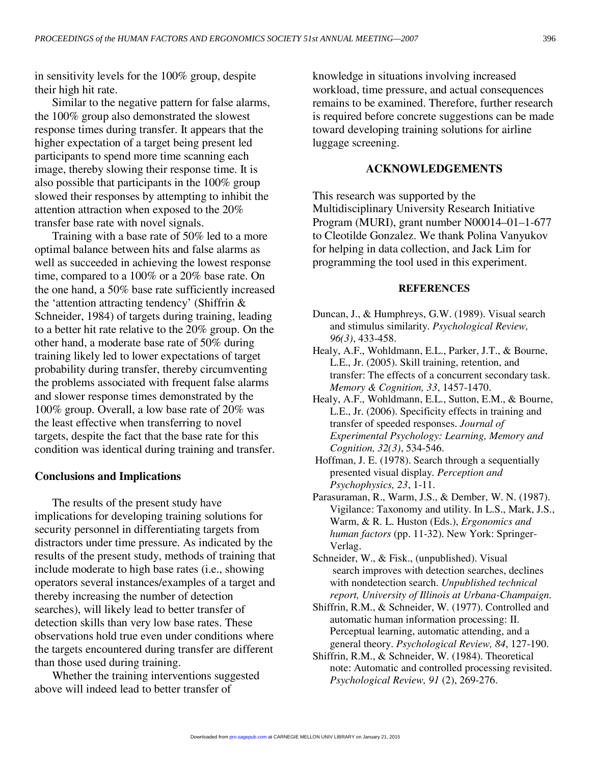in sensitivity levels for the 100% group, despite their high hit rate.

Similar to the negative pattern for false alarms, the 100% group also demonstrated the slowest response times during transfer. It appears that the higher expectation of a target being present led participants to spend more time scanning each image, thereby slowing their response time. It is also possible that participants in the 100% group slowed their responses by attempting to inhibit the attention attraction when exposed to the 20% transfer base rate with novel signals.

Training with a base rate of 50% led to a more optimal balance between hits and false alarms as well as succeeded in achieving the lowest response time, compared to a 100% or a 20% base rate. On the one hand, a 50% base rate sufficiently increased the 'attention attracting tendency' (Shiffrin & Schneider, 1984) of targets during training, leading to a better hit rate relative to the 20% group. On the other hand, a moderate base rate of 50% during training likely led to lower expectations of target probability during transfer, thereby circumventing the problems associated with frequent false alarms and slower response times demonstrated by the 100% group. Overall, a low base rate of 20% was the least effective when transferring to novel targets, despite the fact that the base rate for this condition was identical during training and transfer.

### Conclusions and Implications

The results of the present study have implications for developing training solutions for security personnel in differentiating targets from distractors under time pressure. As indicated by the results of the present study, methods of training that include moderate to high base rates (i.e., showing operators several instances/examples of a target and thereby increasing the number of detection searches), will likely lead to better transfer of detection skills than very low base rates. These observations hold true even under conditions where the targets encountered during transfer are different than those used during training.

Whether the training interventions suggested above will indeed lead to better transfer of knowledge in situations involving increased workload, time pressure, and actual consequences remains to be examined. Therefore, further research is required before concrete suggestions can be made toward developing training solutions for airline luggage screening.

## ACKNOWLEDGEMENTS

This research was supported by the Multidisciplinary University Research Initiative Program (MURI), grant number N00014–01–1-677 to Cleotilde Gonzalez. We thank Polina Vanyukov for helping in data collection, and Jack Lim for programming the tool used in this experiment.

## REFERENCES

Duncan, J., & Humphreys, G.W. (1989). Visual search and stimulus similarity. *Psychological Review, 96(3)*, 433-458.

Healy, A.F., Wohldmann, E.L., Parker, J.T., & Bourne, L.E., Jr. (2005). Skill training, retention, and transfer: The effects of a concurrent secondary task. *Memory & Cognition, 33*, 1457-1470.

Healy, A.F., Wohldmann, E.L., Sutton, E.M., & Bourne, L.E., Jr. (2006). Specificity effects in training and transfer of speeded responses. *Journal of Experimental Psychology: Learning, Memory and Cognition, 32(3)*, 534-546.

Hoffman, J. E. (1978). Search through a sequentially presented visual display. *Perception and Psychophysics, 23*, 1-11.

Parasuraman, R., Warm, J.S., & Dember, W. N. (1987). Vigilance: Taxonomy and utility. In L.S., Mark, J.S., Warm, & R. L. Huston (Eds.), *Ergonomics and human factors* (pp. 11-32). New York: Springer-Verlag.

Schneider, W., & Fisk., (unpublished). Visual search improves with detection searches, declines with nondetection search. *Unpublished technical report, University of Illinois at Urbana-Champaign.*

Shiffrin, R.M., & Schneider, W. (1977). Controlled and automatic human information processing: II. Perceptual learning, automatic attending, and a general theory. *Psychological Review, 84*, 127-190.

Shiffrin, R.M., & Schneider, W. (1984). Theoretical note: Automatic and controlled processing revisited. *Psychological Review, 91* (2), 269-276.